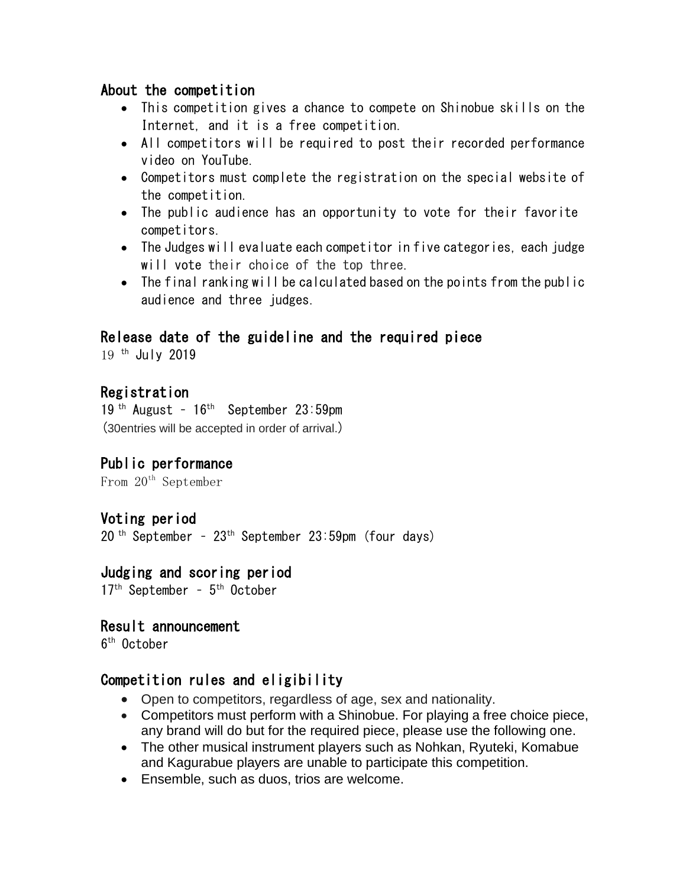## About the competition

- This competition gives a chance to compete on Shinobue skills on the Internet, and it is a free competition.
- All competitors will be required to post their recorded performance video on YouTube.
- Competitors must complete the registration on the special website of the competition.
- The public audience has an opportunity to vote for their favorite competitors.
- The Judges will evaluate each competitor in five categories, each judge will vote their choice of the top three.
- The final ranking will be calculated based on the points from the public audience and three judges.

## Release date of the guideline and the required piece

19 th July 2019

## Registration

19 th August – 16th September 23:59pm

(30entries will be accepted in order of arrival.)

## Public performance

From 20th September

## Voting period

20 th September – 23th September 23:59pm (four days)

## Judging and scoring period

17th September – 5th October

## Result announcement

6th October

## Competition rules and eligibility

- Open to competitors, regardless of age, sex and nationality.
- Competitors must perform with a Shinobue. For playing a free choice piece, any brand will do but for the required piece, please use the following one.
- The other musical instrument players such as Nohkan, Ryuteki, Komabue and Kagurabue players are unable to participate this competition.
- Ensemble, such as duos, trios are welcome.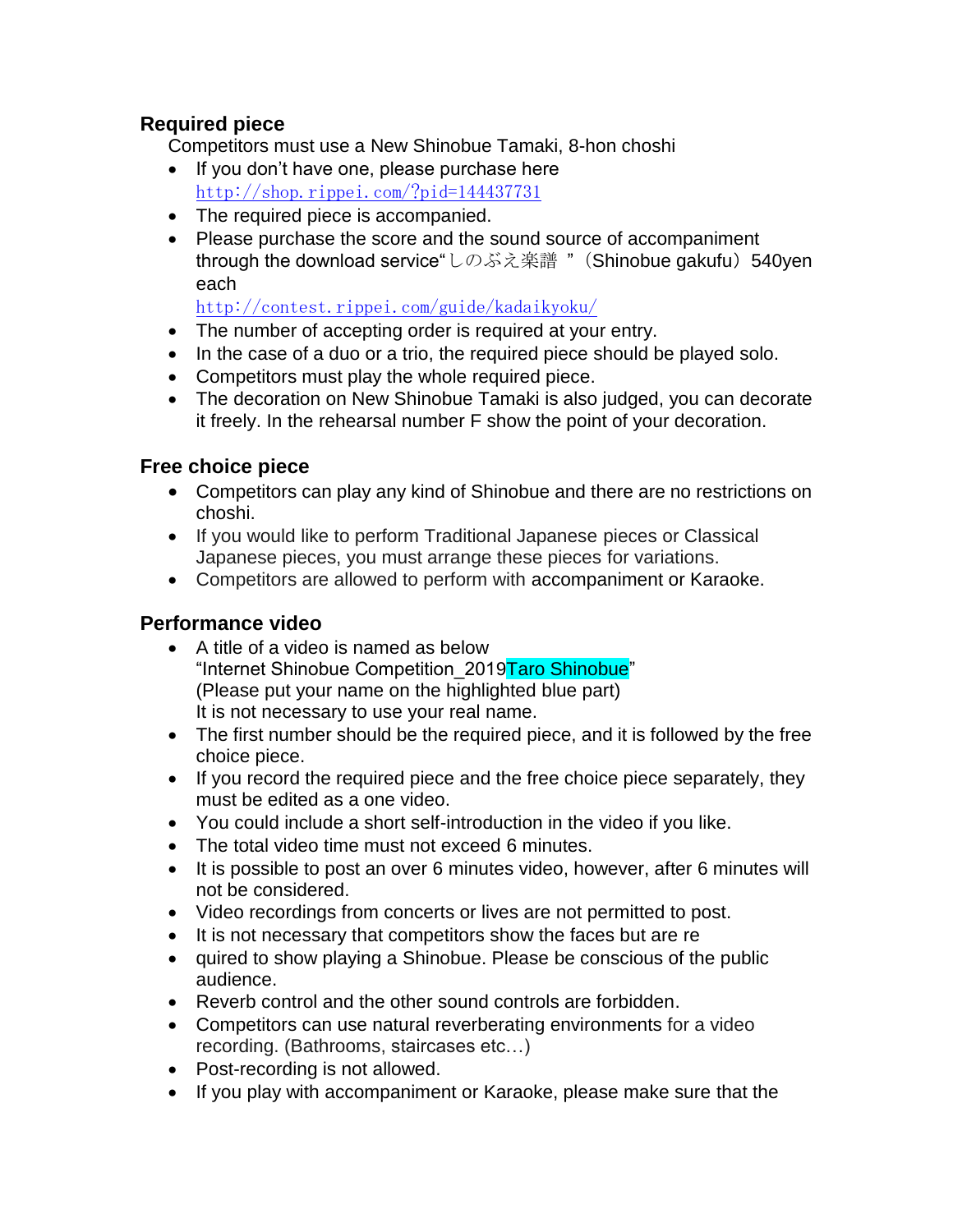## Required piece

Competitors must use a New Shinobue Tamaki, 8-hon choshi

- If you don't have one, please purchase here http://shop.rippei.com/?pid=144437731
- The required piece is accompanied.
- Please purchase the score and the sound source of accompaniment through the download service"しのぶえ楽譜 "（Shinobue gakufu）540yen each http://contest.rippei.com/guide/kadaikyoku/
- The number of accepting order is required at your entry.
- In the case of a duo or a trio, the required piece should be played solo.
- Competitors must play the whole required piece.
- The decoration on New Shinobue Tamaki is also judged, you can decorate it freely. In the rehearsal number F show the point of your decoration.

## Free choice piece

- Competitors can play any kind of Shinobue and there are no restrictions on choshi.
- If you would like to perform Traditional Japanese pieces or Classical Japanese pieces, you must arrange these pieces for variations.
- Competitors are allowed to perform with accompaniment or Karaoke.

## Performance video

- A title of a video is named as below "Internet Shinobue Competition_2019Taro Shinobue" (Please put your name on the highlighted blue part) It is not necessary to use your real name.
- The first number should be the required piece, and it is followed by the free choice piece.
- If you record the required piece and the free choice piece separately, they must be edited as a one video.
- You could include a short self-introduction in the video if you like.
- The total video time must not exceed 6 minutes.
- It is possible to post an over 6 minutes video, however, after 6 minutes will not be considered.
- Video recordings from concerts or lives are not permitted to post.
- It is not necessary that competitors show the faces but are re
- quired to show playing a Shinobue. Please be conscious of the public audience.
- Reverb control and the other sound controls are forbidden.
- Competitors can use natural reverberating environments for a video recording. (Bathrooms, staircases etc…)
- Post-recording is not allowed.
- If you play with accompaniment or Karaoke, please make sure that the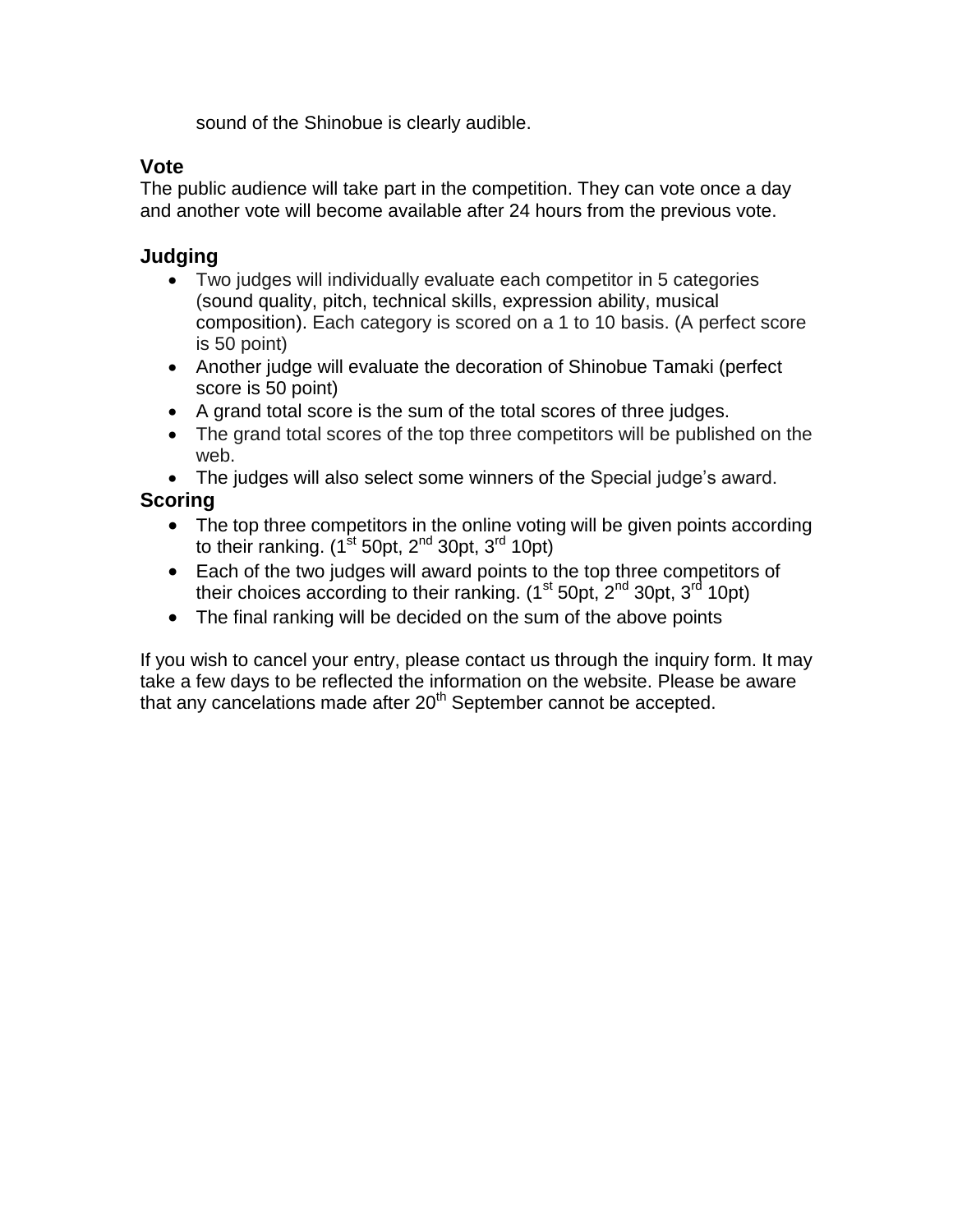sound of the Shinobue is clearly audible.

### Vote

The public audience will take part in the competition. They can vote once a day and another vote will become available after 24 hours from the previous vote.

### Judging

- Two judges will individually evaluate each competitor in 5 categories (sound quality, pitch, technical skills, expression ability, musical composition). Each category is scored on a 1 to 10 basis. (A perfect score is 50 point)
- Another judge will evaluate the decoration of Shinobue Tamaki (perfect score is 50 point)
- A grand total score is the sum of the total scores of three judges.
- The grand total scores of the top three competitors will be published on the web.
- The judges will also select some winners of the Special judge's award.

### Scoring

- The top three competitors in the online voting will be given points according to their ranking. (1st 50pt, 2nd 30pt, 3rd 10pt)
- Each of the two judges will award points to the top three competitors of their choices according to their ranking. (1st 50pt, 2nd 30pt, 3rd 10pt)
- The final ranking will be decided on the sum of the above points

If you wish to cancel your entry, please contact us through the inquiry form. It may take a few days to be reflected the information on the website. Please be aware that any cancelations made after 20th September cannot be accepted.